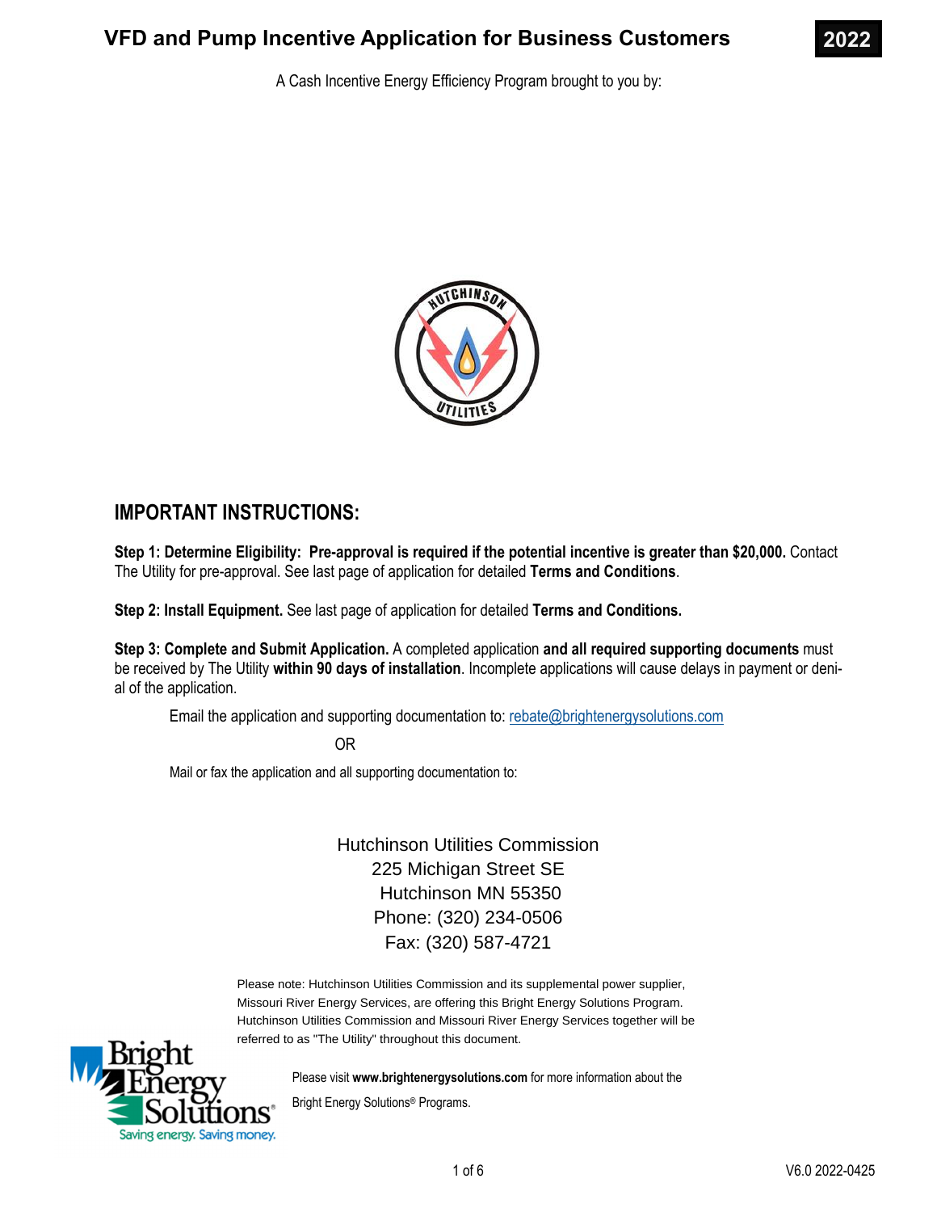# VFD and Pump Incentive Application for Business Customers

**2022**

A Cash Incentive Energy Efficiency Program brought to you by:

## IMPORTANT INSTRUCTIONS:

**Step 1: Determine Eligibility: Pre-approval is required if the potential incentive is greater than $20,000.** Contact The Utility for pre-approval. See last page of application for detailed **Terms and Conditions**.

**Step 2: Install Equipment.** See last page of application for detailed **Terms and Conditions.**

**Step 3: Complete and Submit Application.** A completed application **and all required supporting documents** must be received by The Utility **within 90 days of installation**. Incomplete applications will cause delays in payment or denial of the application.

Email the application and supporting documentation to: rebate@brightenergysolutions.com

OR

Mail or fax the application and all supporting documentation to:

Hutchinson Utilities Commission
225 Michigan Street SE
Hutchinson MN 55350
Phone: (320) 234-0506
Fax: (320) 587-4721

Please note: Hutchinson Utilities Commission and its supplemental power supplier, Missouri River Energy Services, are offering this Bright Energy Solutions Program. Hutchinson Utilities Commission and Missouri River Energy Services together will be referred to as "The Utility" throughout this document.

Please visit **www.brightenergysolutions.com** for more information about the Bright Energy Solutions® Programs.

V6.0 2022-0425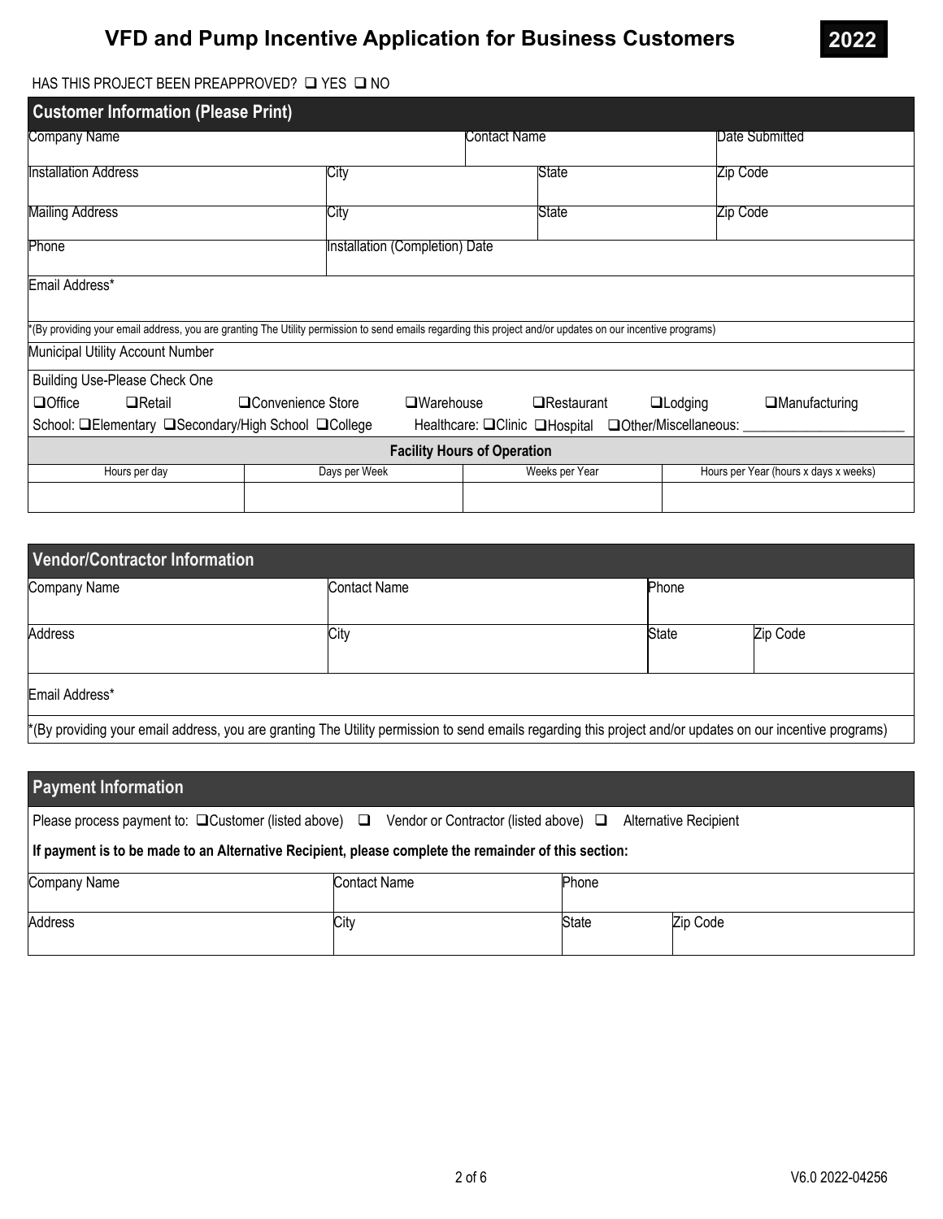# VFD and Pump Incentive Application for Business Customers

**2022**

HAS THIS PROJECT BEEN PREAPPROVED? ❑ YES ❑ NO

## Customer Information (Please Print)

| Company Name | | Contact Name | | Date Submitted |
|---|---|---|---|---|
| Installation Address | City | | State | Zip Code |
| Mailing Address | City | | State | Zip Code |
| Phone | Installation (Completion) Date | | | |
| Email Address* | | | | |

*(By providing your email address, you are granting The Utility permission to send emails regarding this project and/or updates on our incentive programs)

Municipal Utility Account Number

Building Use-Please Check One

❑Office ❑Retail ❑Convenience Store ❑Warehouse ❑Restaurant ❑Lodging ❑Manufacturing

School: ❑Elementary ❑Secondary/High School ❑College Healthcare: ❑Clinic ❑Hospital ❑Other/Miscellaneous: ______________________

**Facility Hours of Operation**

| Hours per day | Days per Week | Weeks per Year | Hours per Year (hours x days x weeks) |
|---|---|---|---|
| | | | |

## Vendor/Contractor Information

| Company Name | Contact Name | Phone | |
|---|---|---|---|
| Address | City | State | Zip Code |
| Email Address* | | | |

*(By providing your email address, you are granting The Utility permission to send emails regarding this project and/or updates on our incentive programs)

## Payment Information

Please process payment to: ❑Customer (listed above) ❑ Vendor or Contractor (listed above) ❑ Alternative Recipient

**If payment is to be made to an Alternative Recipient, please complete the remainder of this section:**

| Company Name | Contact Name | Phone | |
|---|---|---|---|
| Address | City | State | Zip Code |

V6.0 2022-04256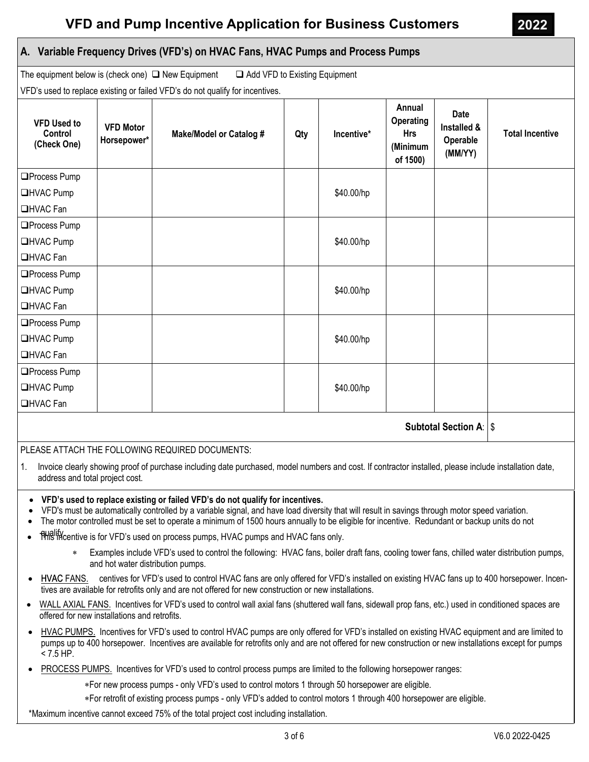# VFD and Pump Incentive Application for Business Customers

**2022**

## A. Variable Frequency Drives (VFD's) on HVAC Fans, HVAC Pumps and Process Pumps

The equipment below is (check one) ❑ New Equipment ❑ Add VFD to Existing Equipment

VFD's used to replace existing or failed VFD's do not qualify for incentives.

| VFD Used to Control (Check One) | VFD Motor Horsepower* | Make/Model or Catalog # | Qty | Incentive* | Annual Operating Hrs (Minimum of 1500) | Date Installed & Operable (MM/YY) | Total Incentive |
|---|---|---|---|---|---|---|---|
| ❑Process Pump<br>❑HVAC Pump<br>❑HVAC Fan | | | | $40.00/hp | | | |
| ❑Process Pump<br>❑HVAC Pump<br>❑HVAC Fan | | | | $40.00/hp | | | |
| ❑Process Pump<br>❑HVAC Pump<br>❑HVAC Fan | | | | $40.00/hp | | | |
| ❑Process Pump<br>❑HVAC Pump<br>❑HVAC Fan | | | | $40.00/hp | | | |
| ❑Process Pump<br>❑HVAC Pump<br>❑HVAC Fan | | | | $40.00/hp | | | |
| | | | | | | **Subtotal Section A**: | $ |

PLEASE ATTACH THE FOLLOWING REQUIRED DOCUMENTS:

1. Invoice clearly showing proof of purchase including date purchased, model numbers and cost. If contractor installed, please include installation date, address and total project cost.

- **VFD's used to replace existing or failed VFD's do not qualify for incentives.**
- VFD's must be automatically controlled by a variable signal, and have load diversity that will result in savings through motor speed variation.
- The motor controlled must be set to operate a minimum of 1500 hours annually to be eligible for incentive. Redundant or backup units do not qualify.
- This incentive is for VFD's used on process pumps, HVAC pumps and HVAC fans only.
  - Examples include VFD's used to control the following: HVAC fans, boiler draft fans, cooling tower fans, chilled water distribution pumps, and hot water distribution pumps.
- HVAC FANS. Incentives for VFD's used to control HVAC fans are only offered for VFD's installed on existing HVAC fans up to 400 horsepower. Incentives are available for retrofits only and are not offered for new construction or new installations.
- WALL AXIAL FANS. Incentives for VFD's used to control wall axial fans (shuttered wall fans, sidewall prop fans, etc.) used in conditioned spaces are offered for new installations and retrofits.
- HVAC PUMPS. Incentives for VFD's used to control HVAC pumps are only offered for VFD's installed on existing HVAC equipment and are limited to pumps up to 400 horsepower. Incentives are available for retrofits only and are not offered for new construction or new installations except for pumps < 7.5 HP.
- PROCESS PUMPS. Incentives for VFD's used to control process pumps are limited to the following horsepower ranges:
  - For new process pumps - only VFD's used to control motors 1 through 50 horsepower are eligible.
  - For retrofit of existing process pumps - only VFD's added to control motors 1 through 400 horsepower are eligible.

*Maximum incentive cannot exceed 75% of the total project cost including installation.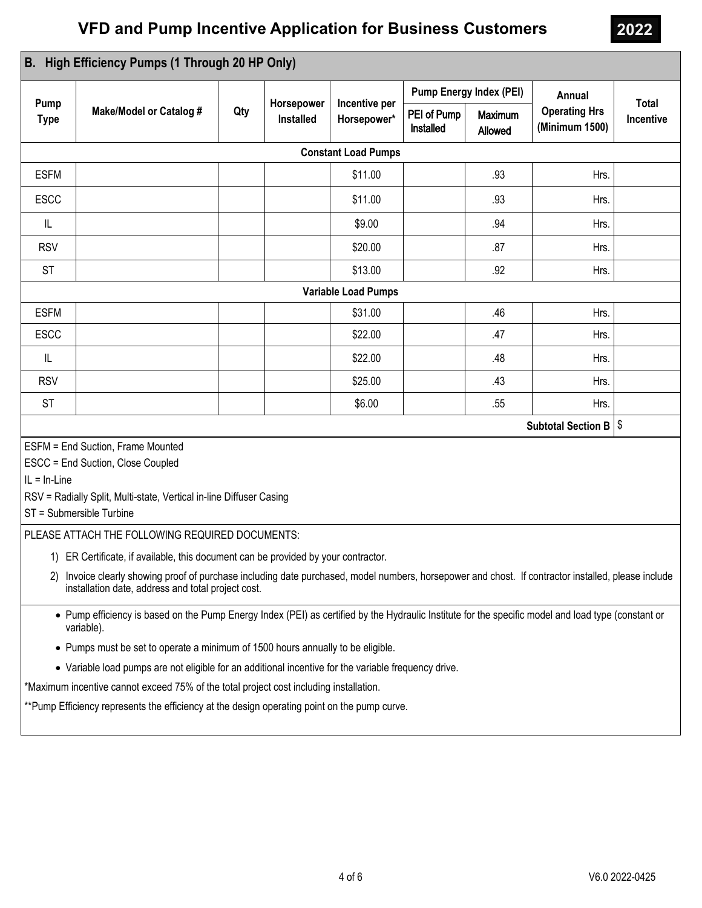# VFD and Pump Incentive Application for Business Customers

**2022**

## B. High Efficiency Pumps (1 Through 20 HP Only)

| Pump Type | Make/Model or Catalog # | Qty | Horsepower Installed | Incentive per Horsepower* | Pump Energy Index (PEI) | | Annual Operating Hrs (Minimum 1500) | Total Incentive |
|---|---|---|---|---|---|---|---|---|
| | | | | | PEI of Pump Installed | Maximum Allowed | | |
| **Constant Load Pumps** | | | | | | | | |
| ESFM | | | | $11.00 | | .93 | Hrs. | |
| ESCC | | | | $11.00 | | .93 | Hrs. | |
| IL | | | | $9.00 | | .94 | Hrs. | |
| RSV | | | | $20.00 | | .87 | Hrs. | |
| ST | | | | $13.00 | | .92 | Hrs. | |
| **Variable Load Pumps** | | | | | | | | |
| ESFM | | | | $31.00 | | .46 | Hrs. | |
| ESCC | | | | $22.00 | | .47 | Hrs. | |
| IL | | | | $22.00 | | .48 | Hrs. | |
| RSV | | | | $25.00 | | .43 | Hrs. | |
| ST | | | | $6.00 | | .55 | Hrs. | |
| | | | | | | | **Subtotal Section B** | $ |

ESFM = End Suction, Frame Mounted

ESCC = End Suction, Close Coupled

IL = In-Line

RSV = Radially Split, Multi-state, Vertical in-line Diffuser Casing

ST = Submersible Turbine

PLEASE ATTACH THE FOLLOWING REQUIRED DOCUMENTS:

1) ER Certificate, if available, this document can be provided by your contractor.
2) Invoice clearly showing proof of purchase including date purchased, model numbers, horsepower and chost. If contractor installed, please include installation date, address and total project cost.

- Pump efficiency is based on the Pump Energy Index (PEI) as certified by the Hydraulic Institute for the specific model and load type (constant or variable).
- Pumps must be set to operate a minimum of 1500 hours annually to be eligible.
- Variable load pumps are not eligible for an additional incentive for the variable frequency drive.

*Maximum incentive cannot exceed 75% of the total project cost including installation.

**Pump Efficiency represents the efficiency at the design operating point on the pump curve.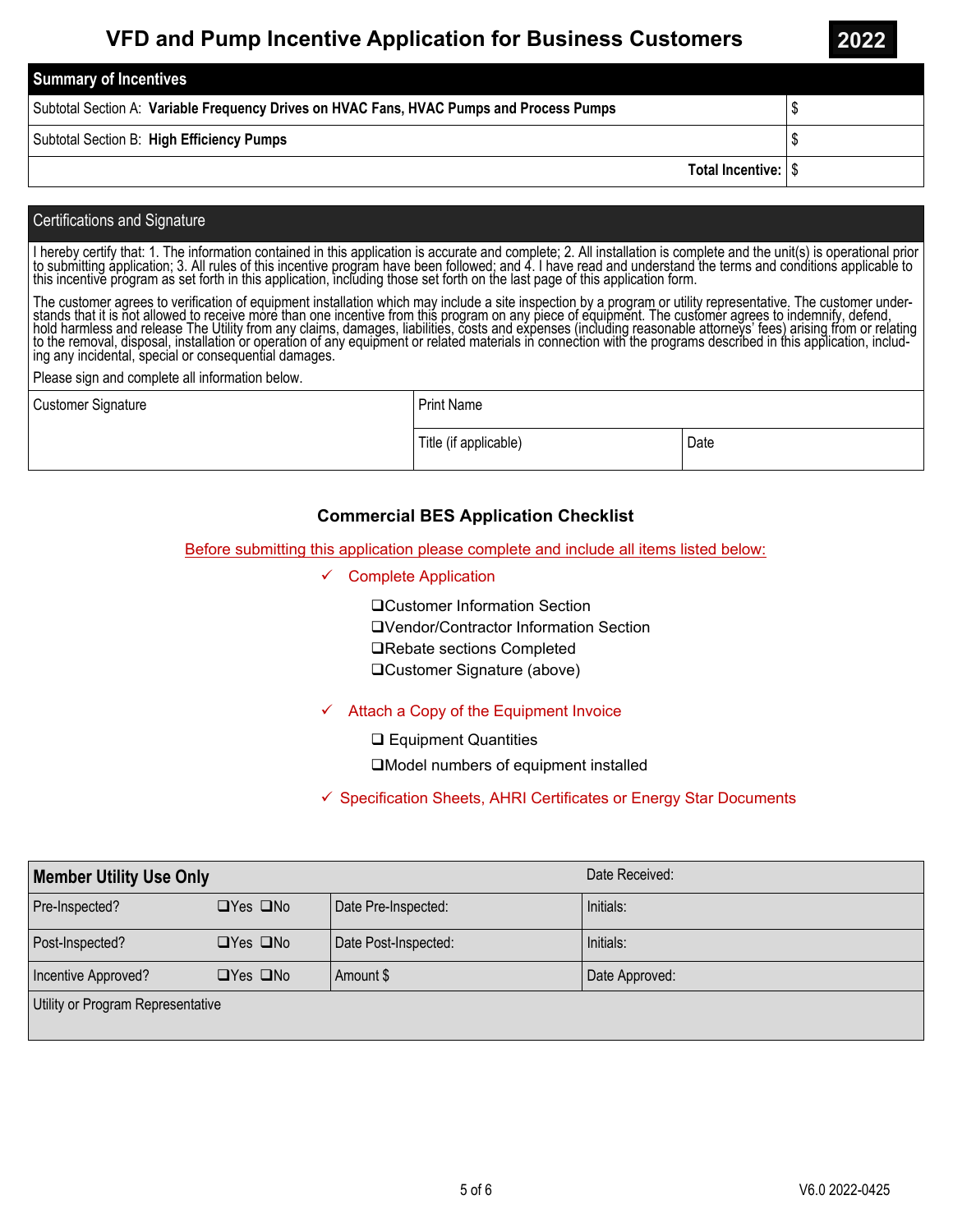# VFD and Pump Incentive Application for Business Customers

**2022**

| Summary of Incentives | |
|---|---|
| Subtotal Section A: **Variable Frequency Drives on HVAC Fans, HVAC Pumps and Process Pumps** | $ |
| Subtotal Section B: **High Efficiency Pumps** | $ |
| **Total Incentive:** | $ |

## Certifications and Signature

I hereby certify that: 1. The information contained in this application is accurate and complete; 2. All installation is complete and the unit(s) is operational prior to submitting application; 3. All rules of this incentive program have been followed; and 4. I have read and understand the terms and conditions applicable to this incentive program as set forth in this application, including those set forth on the last page of this application form.

The customer agrees to verification of equipment installation which may include a site inspection by a program or utility representative. The customer understands that it is not allowed to receive more than one incentive from this program on any piece of equipment. The customer agrees to indemnify, defend, hold harmless and release The Utility from any claims, damages, liabilities, costs and expenses (including reasonable attorneys' fees) arising from or relating to the removal, disposal, installation or operation of any equipment or related materials in connection with the programs described in this application, including any incidental, special or consequential damages.

Please sign and complete all information below.

| Customer Signature | Print Name | |
|---|---|---|
| | Title (if applicable) | Date |

### Commercial BES Application Checklist

Before submitting this application please complete and include all items listed below:

- ✓ Complete Application
  - ❑ Customer Information Section
  - ❑ Vendor/Contractor Information Section
  - ❑ Rebate sections Completed
  - ❑ Customer Signature (above)
- ✓ Attach a Copy of the Equipment Invoice
  - ❑ Equipment Quantities
  - ❑ Model numbers of equipment installed
- ✓ Specification Sheets, AHRI Certificates or Energy Star Documents

| Member Utility Use Only | | | Date Received: |
|---|---|---|---|
| Pre-Inspected? | ❑Yes ❑No | Date Pre-Inspected: | Initials: |
| Post-Inspected? | ❑Yes ❑No | Date Post-Inspected: | Initials: |
| Incentive Approved? | ❑Yes ❑No | Amount $ | Date Approved: |
| Utility or Program Representative | | | |

V6.0 2022-0425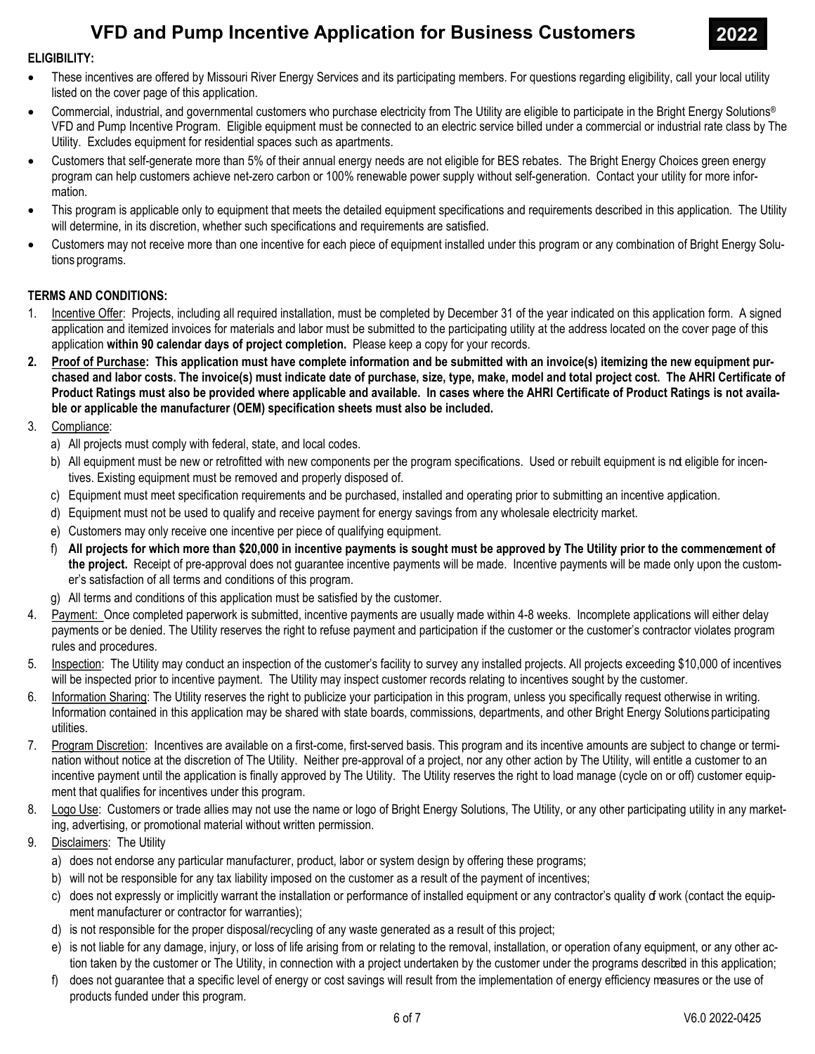# VFD and Pump Incentive Application for Business Customers

**2022**

**ELIGIBILITY:**

- These incentives are offered by Missouri River Energy Services and its participating members. For questions regarding eligibility, call your local utility listed on the cover page of this application.
- Commercial, industrial, and governmental customers who purchase electricity from The Utility are eligible to participate in the Bright Energy Solutions® VFD and Pump Incentive Program. Eligible equipment must be connected to an electric service billed under a commercial or industrial rate class by The Utility. Excludes equipment for residential spaces such as apartments.
- Customers that self-generate more than 5% of their annual energy needs are not eligible for BES rebates. The Bright Energy Choices green energy program can help customers achieve net-zero carbon or 100% renewable power supply without self-generation. Contact your utility for more information.
- This program is applicable only to equipment that meets the detailed equipment specifications and requirements described in this application. The Utility will determine, in its discretion, whether such specifications and requirements are satisfied.
- Customers may not receive more than one incentive for each piece of equipment installed under this program or any combination of Bright Energy Solutions programs.

**TERMS AND CONDITIONS:**

1. Incentive Offer: Projects, including all required installation, must be completed by December 31 of the year indicated on this application form. A signed application and itemized invoices for materials and labor must be submitted to the participating utility at the address located on the cover page of this application **within 90 calendar days of project completion.** Please keep a copy for your records.
2. **Proof of Purchase: This application must have complete information and be submitted with an invoice(s) itemizing the new equipment purchased and labor costs. The invoice(s) must indicate date of purchase, size, type, make, model and total project cost. The AHRI Certificate of Product Ratings must also be provided where applicable and available. In cases where the AHRI Certificate of Product Ratings is not available or applicable the manufacturer (OEM) specification sheets must also be included.**
3. Compliance:
   a) All projects must comply with federal, state, and local codes.
   b) All equipment must be new or retrofitted with new components per the program specifications. Used or rebuilt equipment is not eligible for incentives. Existing equipment must be removed and properly disposed of.
   c) Equipment must meet specification requirements and be purchased, installed and operating prior to submitting an incentive application.
   d) Equipment must not be used to qualify and receive payment for energy savings from any wholesale electricity market.
   e) Customers may only receive one incentive per piece of qualifying equipment.
   f) **All projects for which more than $20,000 in incentive payments is sought must be approved by The Utility prior to the commencement of the project.** Receipt of pre-approval does not guarantee incentive payments will be made. Incentive payments will be made only upon the customer's satisfaction of all terms and conditions of this program.
   g) All terms and conditions of this application must be satisfied by the customer.
4. Payment: Once completed paperwork is submitted, incentive payments are usually made within 4-8 weeks. Incomplete applications will either delay payments or be denied. The Utility reserves the right to refuse payment and participation if the customer or the customer's contractor violates program rules and procedures.
5. Inspection: The Utility may conduct an inspection of the customer's facility to survey any installed projects. All projects exceeding $10,000 of incentives will be inspected prior to incentive payment. The Utility may inspect customer records relating to incentives sought by the customer.
6. Information Sharing: The Utility reserves the right to publicize your participation in this program, unless you specifically request otherwise in writing. Information contained in this application may be shared with state boards, commissions, departments, and other Bright Energy Solutions participating utilities.
7. Program Discretion: Incentives are available on a first-come, first-served basis. This program and its incentive amounts are subject to change or termination without notice at the discretion of The Utility. Neither pre-approval of a project, nor any other action by The Utility, will entitle a customer to an incentive payment until the application is finally approved by The Utility. The Utility reserves the right to load manage (cycle on or off) customer equipment that qualifies for incentives under this program.
8. Logo Use: Customers or trade allies may not use the name or logo of Bright Energy Solutions, The Utility, or any other participating utility in any marketing, advertising, or promotional material without written permission.
9. Disclaimers: The Utility
   a) does not endorse any particular manufacturer, product, labor or system design by offering these programs;
   b) will not be responsible for any tax liability imposed on the customer as a result of the payment of incentives;
   c) does not expressly or implicitly warrant the installation or performance of installed equipment or any contractor's quality of work (contact the equipment manufacturer or contractor for warranties);
   d) is not responsible for the proper disposal/recycling of any waste generated as a result of this project;
   e) is not liable for any damage, injury, or loss of life arising from or relating to the removal, installation, or operation of any equipment, or any other action taken by the customer or The Utility, in connection with a project undertaken by the customer under the programs described in this application;
   f) does not guarantee that a specific level of energy or cost savings will result from the implementation of energy efficiency measures or the use of products funded under this program.

V6.0 2022-0425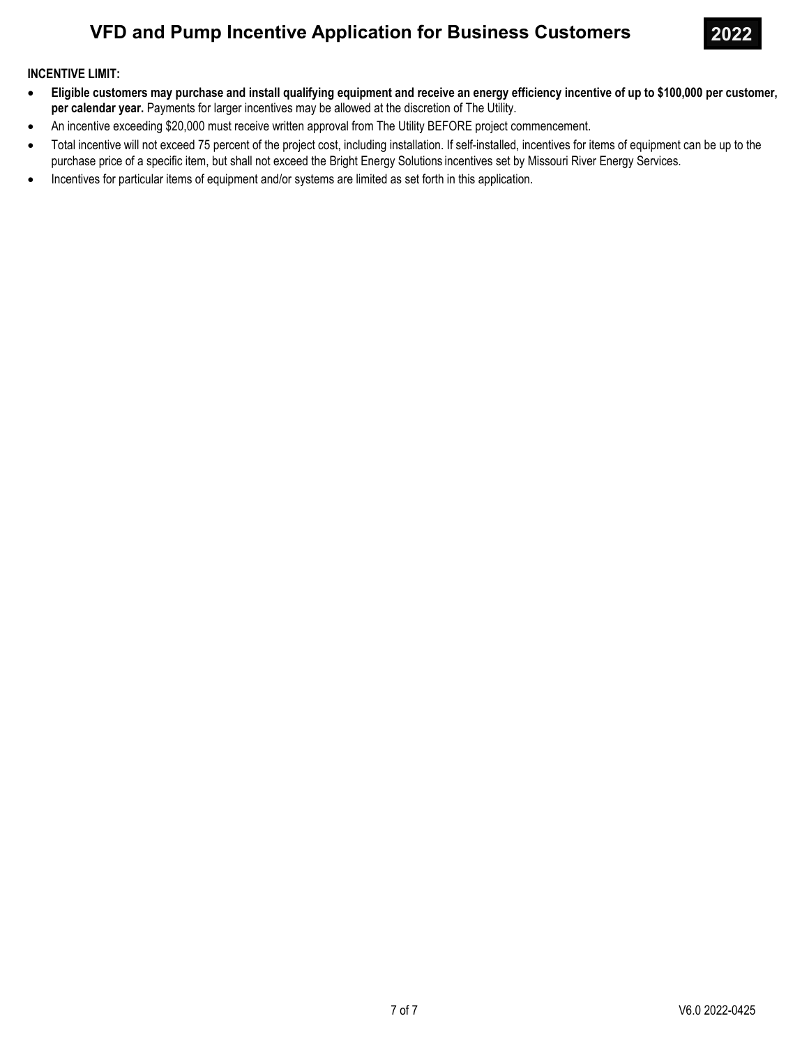**INCENTIVE LIMIT:**

- **Eligible customers may purchase and install qualifying equipment and receive an energy efficiency incentive of up to $100,000 per customer, per calendar year.** Payments for larger incentives may be allowed at the discretion of The Utility.
- An incentive exceeding $20,000 must receive written approval from The Utility BEFORE project commencement.
- Total incentive will not exceed 75 percent of the project cost, including installation. If self-installed, incentives for items of equipment can be up to the purchase price of a specific item, but shall not exceed the Bright Energy Solutions incentives set by Missouri River Energy Services.
- Incentives for particular items of equipment and/or systems are limited as set forth in this application.